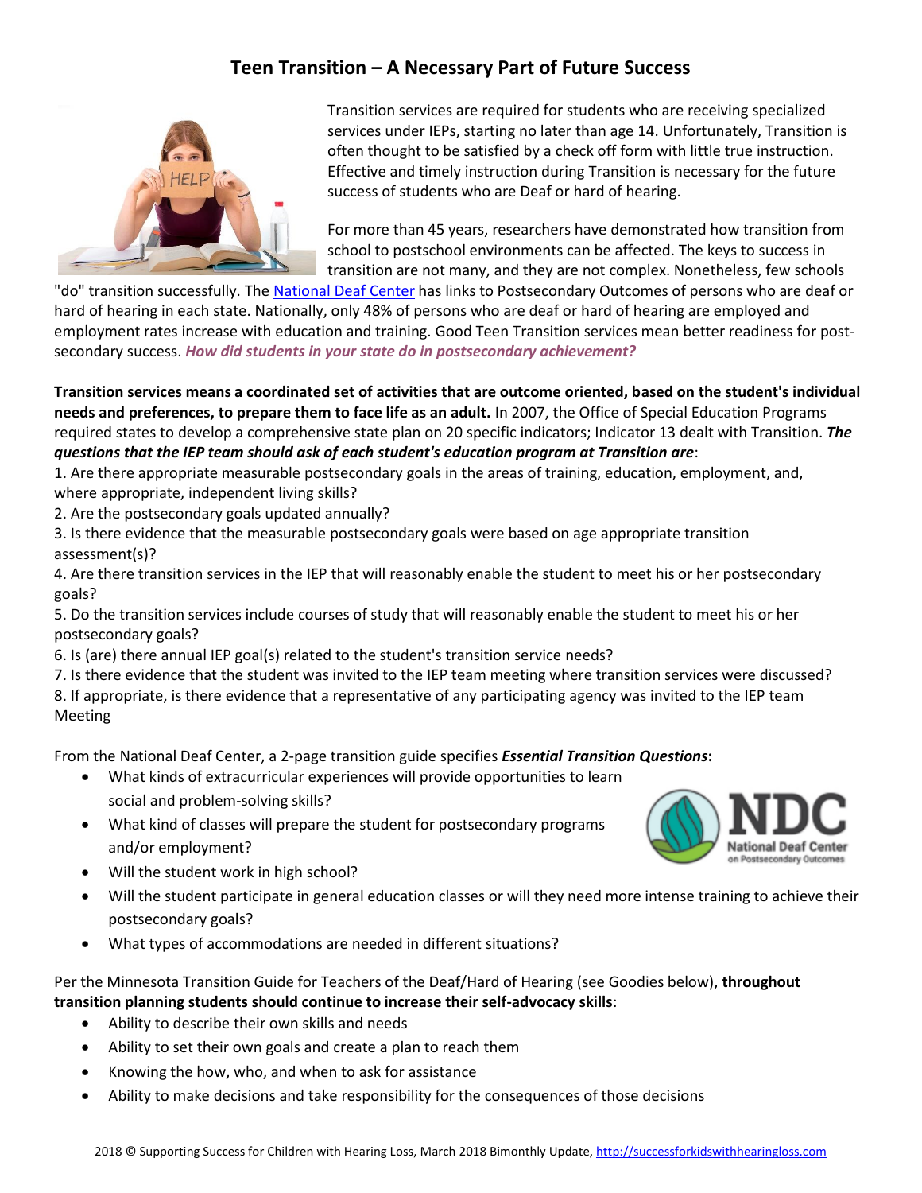# Teen Transition – A Necessary Part of Future Success

Transition services are required for students who are receiving specialized services under IEPs, starting no later than age 14. Unfortunately, Transition is often thought to be satisfied by a check off form with little true instruction. Effective and timely instruction during Transition is necessary for the future success of students who are Deaf or hard of hearing.

For more than 45 years, researchers have demonstrated how transition from school to postschool environments can be affected. The keys to success in transition are not many, and they are not complex. Nonetheless, few schools "do" transition successfully. The National Deaf Center has links to Postsecondary Outcomes of persons who are deaf or hard of hearing in each state. Nationally, only 48% of persons who are deaf or hard of hearing are employed and employment rates increase with education and training. Good Teen Transition services mean better readiness for post-secondary success. ***How did students in your state do in postsecondary achievement?***

**Transition services means a coordinated set of activities that are outcome oriented, based on the student's individual needs and preferences, to prepare them to face life as an adult.** In 2007, the Office of Special Education Programs required states to develop a comprehensive state plan on 20 specific indicators; Indicator 13 dealt with Transition. ***The questions that the IEP team should ask of each student's education program at Transition are***:

1. Are there appropriate measurable postsecondary goals in the areas of training, education, employment, and, where appropriate, independent living skills?
2. Are the postsecondary goals updated annually?
3. Is there evidence that the measurable postsecondary goals were based on age appropriate transition assessment(s)?
4. Are there transition services in the IEP that will reasonably enable the student to meet his or her postsecondary goals?
5. Do the transition services include courses of study that will reasonably enable the student to meet his or her postsecondary goals?
6. Is (are) there annual IEP goal(s) related to the student's transition service needs?
7. Is there evidence that the student was invited to the IEP team meeting where transition services were discussed?
8. If appropriate, is there evidence that a representative of any participating agency was invited to the IEP team Meeting

From the National Deaf Center, a 2-page transition guide specifies ***Essential Transition Questions*****:**

- What kinds of extracurricular experiences will provide opportunities to learn social and problem-solving skills?
- What kind of classes will prepare the student for postsecondary programs and/or employment?
- Will the student work in high school?
- Will the student participate in general education classes or will they need more intense training to achieve their postsecondary goals?
- What types of accommodations are needed in different situations?

Per the Minnesota Transition Guide for Teachers of the Deaf/Hard of Hearing (see Goodies below), **throughout transition planning students should continue to increase their self-advocacy skills**:

- Ability to describe their own skills and needs
- Ability to set their own goals and create a plan to reach them
- Knowing the how, who, and when to ask for assistance
- Ability to make decisions and take responsibility for the consequences of those decisions

2018 © Supporting Success for Children with Hearing Loss, March 2018 Bimonthly Update, http://successforkidswithhearingloss.com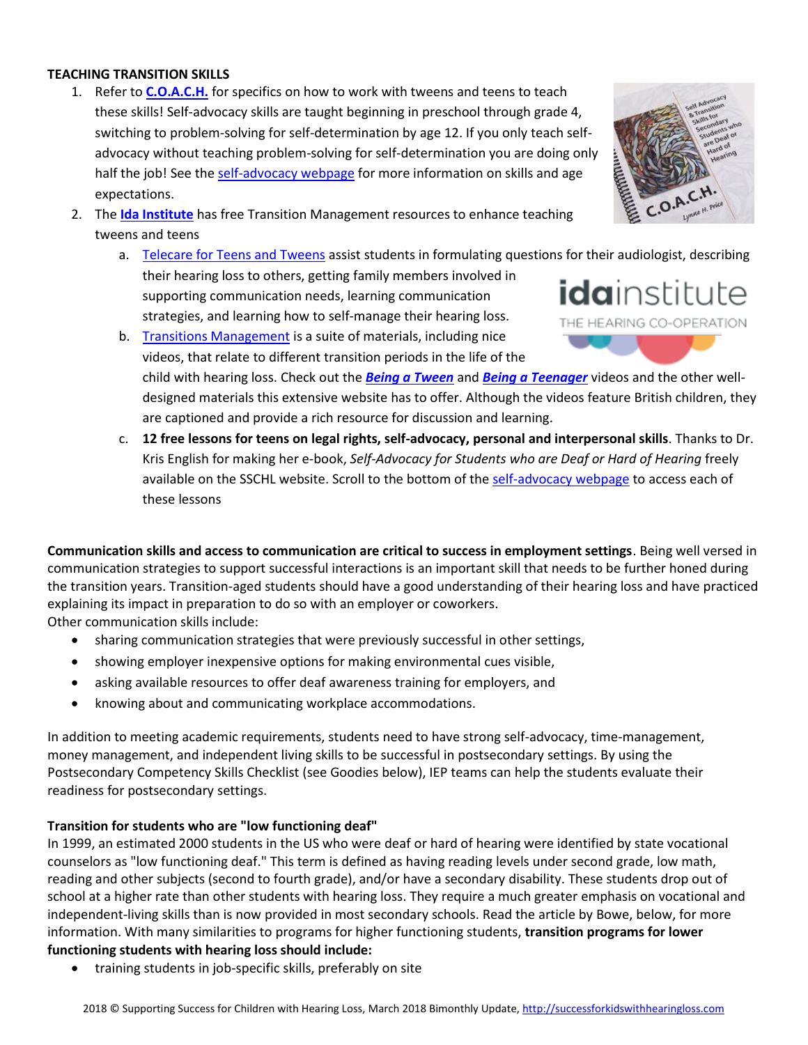**TEACHING TRANSITION SKILLS**

1. Refer to **C.O.A.C.H.** for specifics on how to work with tweens and teens to teach these skills! Self-advocacy skills are taught beginning in preschool through grade 4, switching to problem-solving for self-determination by age 12. If you only teach self-advocacy without teaching problem-solving for self-determination you are doing only half the job! See the self-advocacy webpage for more information on skills and age expectations.
2. The **Ida Institute** has free Transition Management resources to enhance teaching tweens and teens
   a. Telecare for Teens and Tweens assist students in formulating questions for their audiologist, describing their hearing loss to others, getting family members involved in supporting communication needs, learning communication strategies, and learning how to self-manage their hearing loss.
   b. Transitions Management is a suite of materials, including nice videos, that relate to different transition periods in the life of the child with hearing loss. Check out the ***Being a Tween*** and ***Being a Teenager*** videos and the other well-designed materials this extensive website has to offer. Although the videos feature British children, they are captioned and provide a rich resource for discussion and learning.
   c. **12 free lessons for teens on legal rights, self-advocacy, personal and interpersonal skills**. Thanks to Dr. Kris English for making her e-book, *Self-Advocacy for Students who are Deaf or Hard of Hearing* freely available on the SSCHL website. Scroll to the bottom of the self-advocacy webpage to access each of these lessons

**Communication skills and access to communication are critical to success in employment settings**. Being well versed in communication strategies to support successful interactions is an important skill that needs to be further honed during the transition years. Transition-aged students should have a good understanding of their hearing loss and have practiced explaining its impact in preparation to do so with an employer or coworkers.
Other communication skills include:

- sharing communication strategies that were previously successful in other settings,
- showing employer inexpensive options for making environmental cues visible,
- asking available resources to offer deaf awareness training for employers, and
- knowing about and communicating workplace accommodations.

In addition to meeting academic requirements, students need to have strong self-advocacy, time-management, money management, and independent living skills to be successful in postsecondary settings. By using the Postsecondary Competency Skills Checklist (see Goodies below), IEP teams can help the students evaluate their readiness for postsecondary settings.

**Transition for students who are "low functioning deaf"**

In 1999, an estimated 2000 students in the US who were deaf or hard of hearing were identified by state vocational counselors as "low functioning deaf." This term is defined as having reading levels under second grade, low math, reading and other subjects (second to fourth grade), and/or have a secondary disability. These students drop out of school at a higher rate than other students with hearing loss. They require a much greater emphasis on vocational and independent-living skills than is now provided in most secondary schools. Read the article by Bowe, below, for more information. With many similarities to programs for higher functioning students, **transition programs for lower functioning students with hearing loss should include:**

- training students in job-specific skills, preferably on site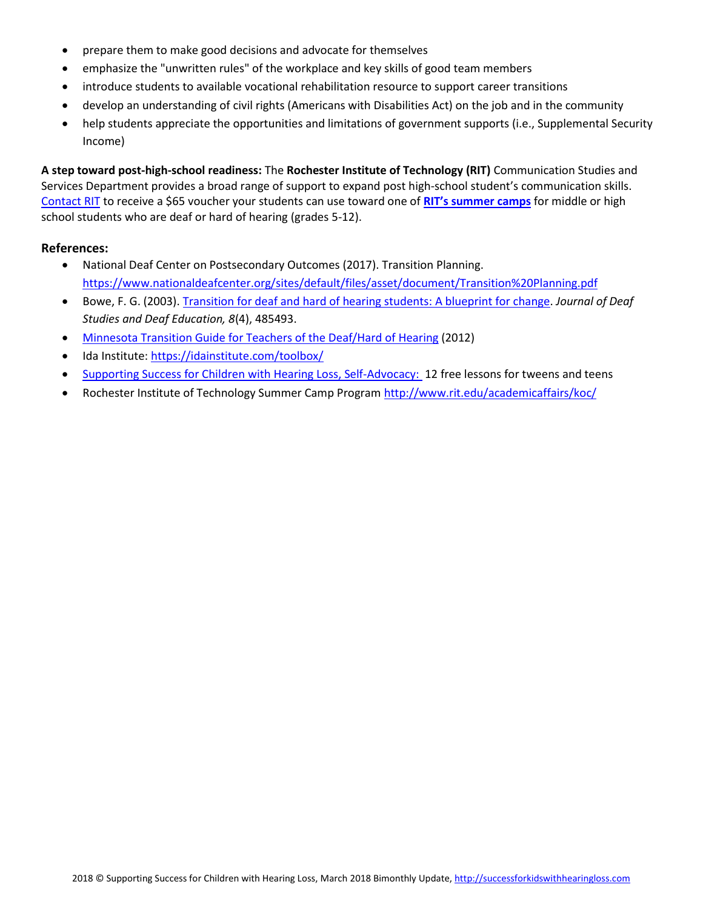- prepare them to make good decisions and advocate for themselves
- emphasize the "unwritten rules" of the workplace and key skills of good team members
- introduce students to available vocational rehabilitation resource to support career transitions
- develop an understanding of civil rights (Americans with Disabilities Act) on the job and in the community
- help students appreciate the opportunities and limitations of government supports (i.e., Supplemental Security Income)

**A step toward post-high-school readiness:** The **Rochester Institute of Technology (RIT)** Communication Studies and Services Department provides a broad range of support to expand post high-school student's communication skills. Contact RIT to receive a $65 voucher your students can use toward one of **RIT's summer camps** for middle or high school students who are deaf or hard of hearing (grades 5-12).

**References:**

- National Deaf Center on Postsecondary Outcomes (2017). Transition Planning. https://www.nationaldeafcenter.org/sites/default/files/asset/document/Transition%20Planning.pdf
- Bowe, F. G. (2003). Transition for deaf and hard of hearing students: A blueprint for change. *Journal of Deaf Studies and Deaf Education, 8*(4), 485493.
- Minnesota Transition Guide for Teachers of the Deaf/Hard of Hearing (2012)
- Ida Institute: https://idainstitute.com/toolbox/
- Supporting Success for Children with Hearing Loss, Self-Advocacy: 12 free lessons for tweens and teens
- Rochester Institute of Technology Summer Camp Program http://www.rit.edu/academicaffairs/koc/

2018 © Supporting Success for Children with Hearing Loss, March 2018 Bimonthly Update, http://successforkidswithhearingloss.com